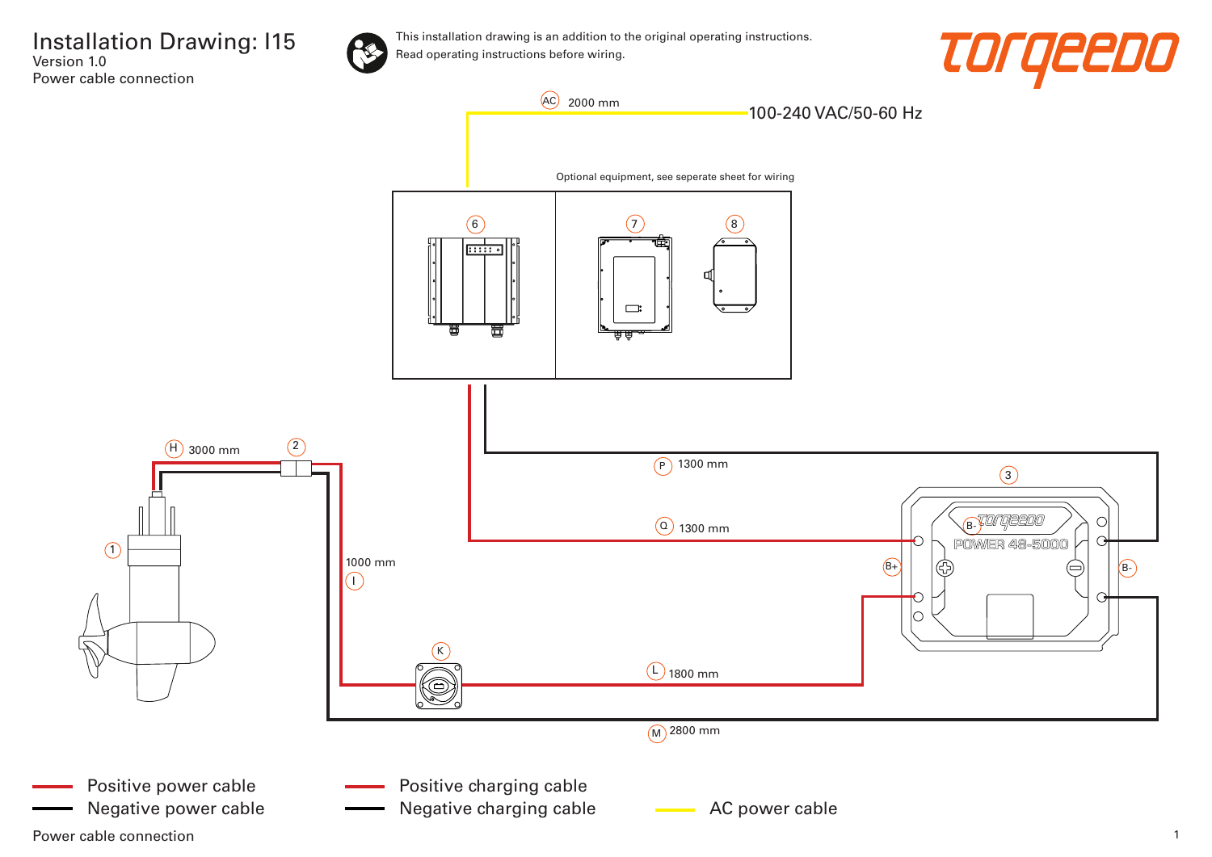# Installation Drawing: I15

Version 1.0

Power cable connection

This installation drawing is an addition to the original operating instructions.
Read operating instructions before wiring.

torqeedo

AC 2000 mm

100-240 VAC/50-60 Hz

Optional equipment, see seperate sheet for wiring

6 7 8

H 3000 mm

2

1

1000 mm

I

K

P 1300 mm

Q 1300 mm

3

B-

POWER 48-5000

B+

B-

L 1800 mm

M 2800 mm

- Positive power cable
- Negative power cable
- Positive charging cable
- Negative charging cable
- AC power cable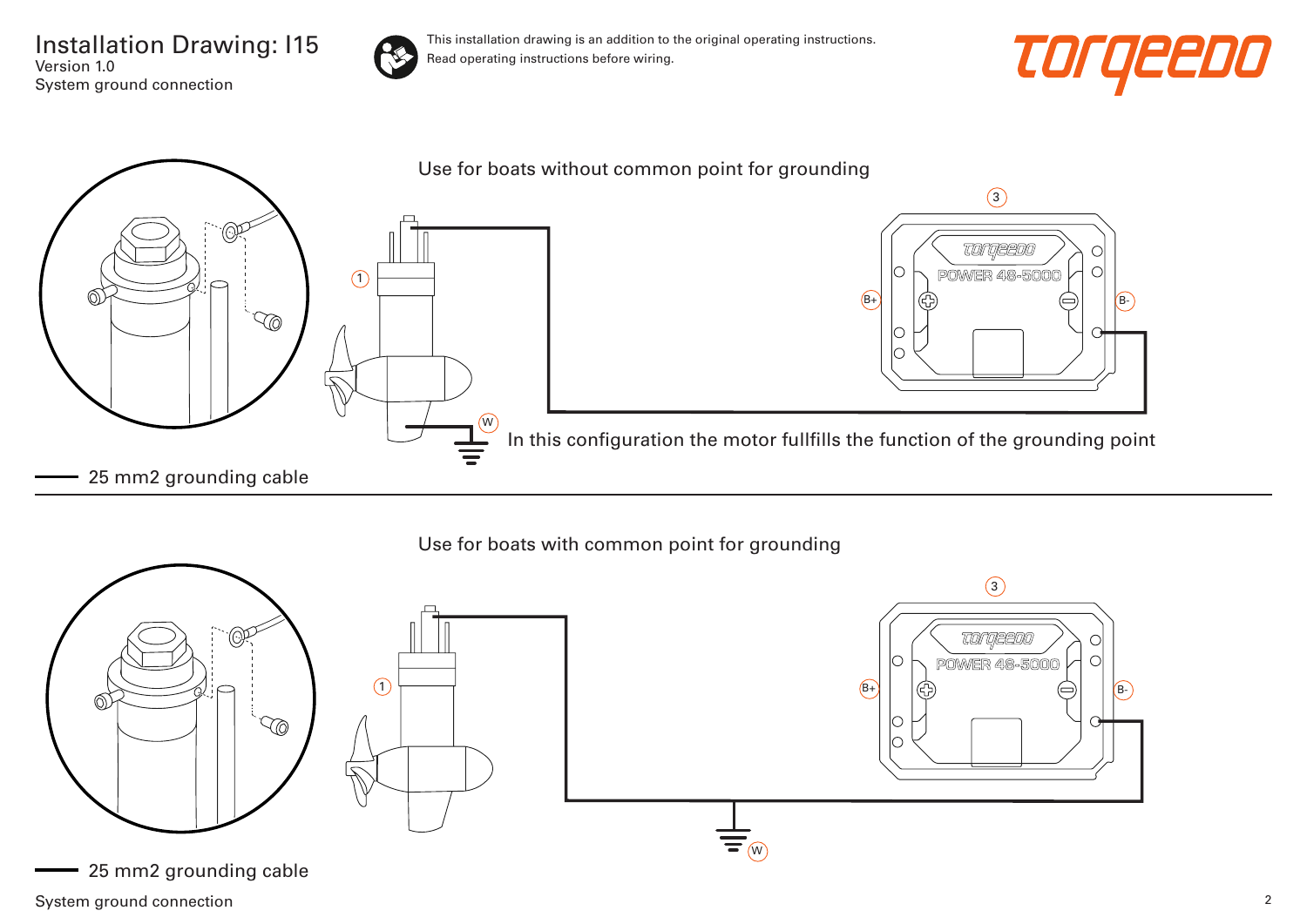# Installation Drawing: I15

Version 1.0

System ground connection

This installation drawing is an addition to the original operating instructions.
Read operating instructions before wiring.

torqeedo

## Use for boats without common point for grounding

3

torqeedo

POWER 48-5000

B+

B-

1

W

In this configuration the motor fullfills the function of the grounding point

25 mm2 grounding cable

## Use for boats with common point for grounding

3

torqeedo

POWER 48-5000

B+

B-

1

W

25 mm2 grounding cable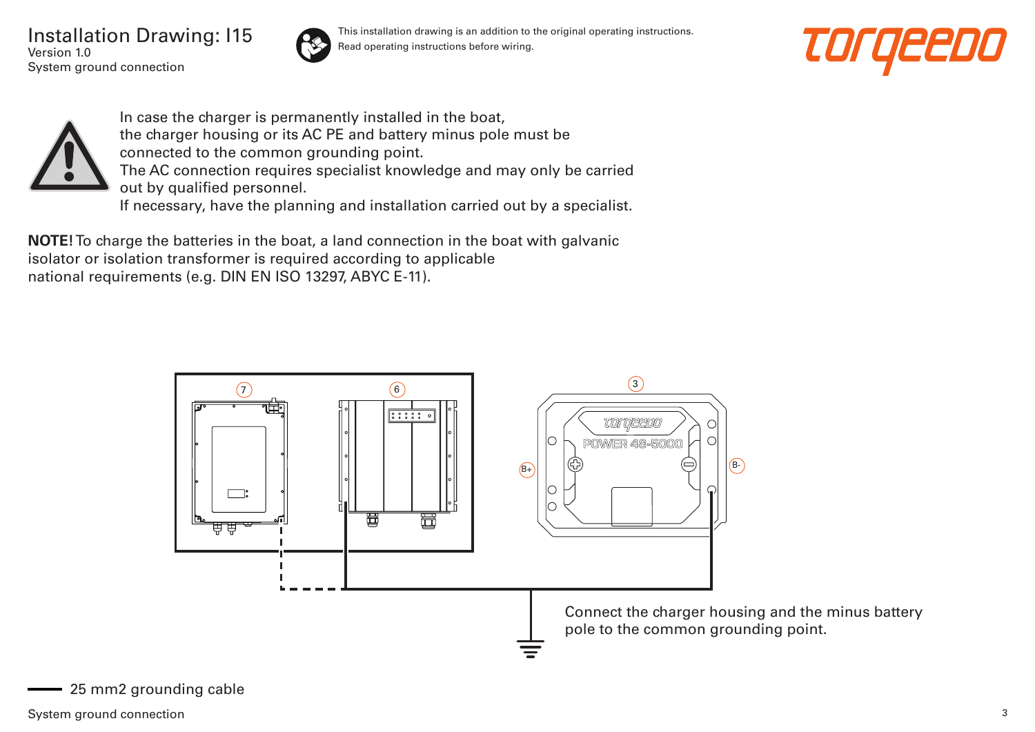# Installation Drawing: I15

Version 1.0

System ground connection

This installation drawing is an addition to the original operating instructions.
Read operating instructions before wiring.

In case the charger is permanently installed in the boat, the charger housing or its AC PE and battery minus pole must be connected to the common grounding point.
The AC connection requires specialist knowledge and may only be carried out by qualified personnel.
If necessary, have the planning and installation carried out by a specialist.

**NOTE!** To charge the batteries in the boat, a land connection in the boat with galvanic isolator or isolation transformer is required according to applicable national requirements (e.g. DIN EN ISO 13297, ABYC E-11).

7

6

3

POWER 48-5000

B+

B-

Connect the charger housing and the minus battery pole to the common grounding point.

25 mm2 grounding cable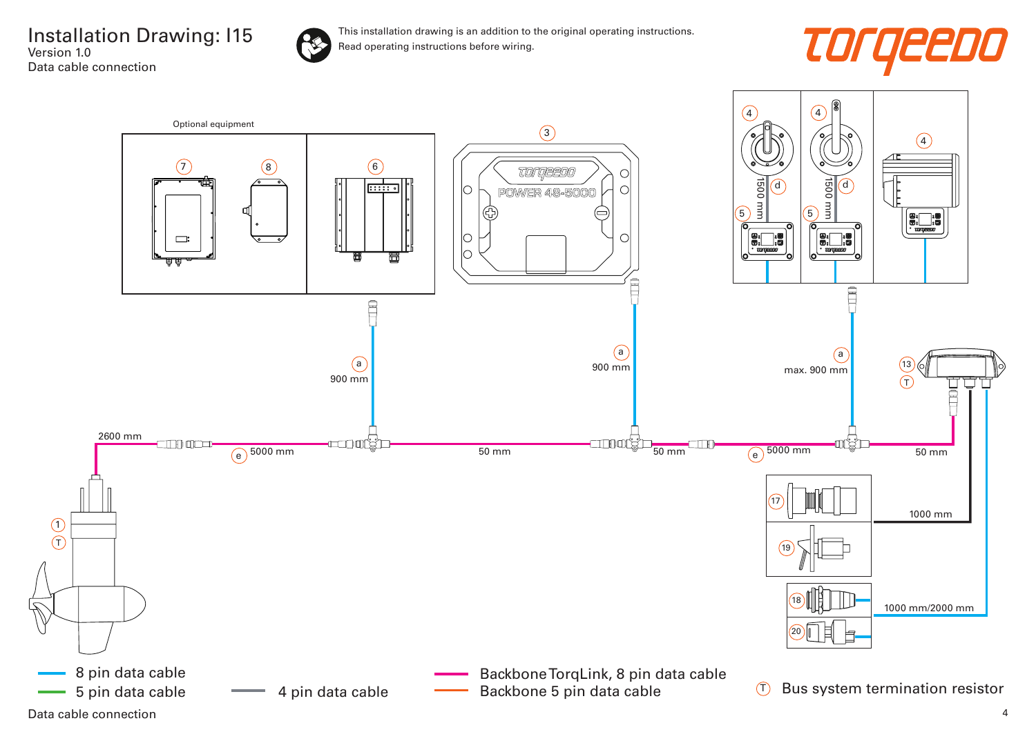# Installation Drawing: I15

Version 1.0

Data cable connection

This installation drawing is an addition to the original operating instructions. Read operating instructions before wiring.

torqeedo

Optional equipment

7 8 6 3 4 4 4

POWER 48-5000

1500 mm d 5

1500 mm d 5

a 900 mm

a 900 mm

a max. 900 mm

13 T

2600 mm

e 5000 mm

50 mm

50 mm

e 5000 mm

50 mm

1 T

17 19

1000 mm

18 20

1000 mm/2000 mm

8 pin data cable

5 pin data cable

4 pin data cable

Backbone TorqLink, 8 pin data cable

Backbone 5 pin data cable

T Bus system termination resistor

Data cable connection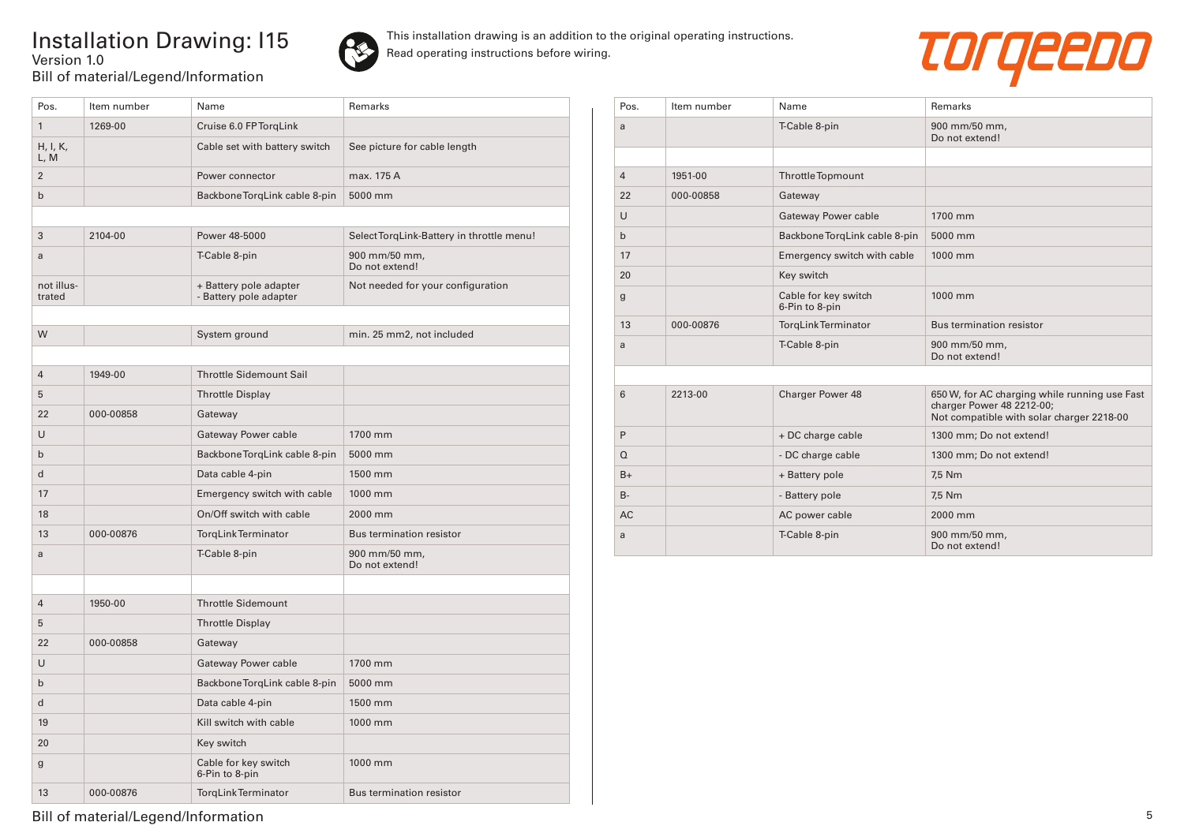# Installation Drawing: I15

Version 1.0

Bill of material/Legend/Information

This installation drawing is an addition to the original operating instructions. Read operating instructions before wiring.

| Pos. | Item number | Name | Remarks |
|---|---|---|---|
| 1 | 1269-00 | Cruise 6.0 FP TorqLink | |
| H, I, K, L, M | | Cable set with battery switch | See picture for cable length |
| 2 | | Power connector | max. 175 A |
| b | | Backbone TorqLink cable 8-pin | 5000 mm |
| | | | |
| 3 | 2104-00 | Power 48-5000 | Select TorqLink-Battery in throttle menu! |
| a | | T-Cable 8-pin | 900 mm/50 mm, Do not extend! |
| not illustrated | | + Battery pole adapter<br>- Battery pole adapter | Not needed for your configuration |
| | | | |
| W | | System ground | min. 25 mm2, not included |
| | | | |
| 4 | 1949-00 | Throttle Sidemount Sail | |
| 5 | | Throttle Display | |
| 22 | 000-00858 | Gateway | |
| U | | Gateway Power cable | 1700 mm |
| b | | Backbone TorqLink cable 8-pin | 5000 mm |
| d | | Data cable 4-pin | 1500 mm |
| 17 | | Emergency switch with cable | 1000 mm |
| 18 | | On/Off switch with cable | 2000 mm |
| 13 | 000-00876 | TorqLink Terminator | Bus termination resistor |
| a | | T-Cable 8-pin | 900 mm/50 mm, Do not extend! |
| | | | |
| 4 | 1950-00 | Throttle Sidemount | |
| 5 | | Throttle Display | |
| 22 | 000-00858 | Gateway | |
| U | | Gateway Power cable | 1700 mm |
| b | | Backbone TorqLink cable 8-pin | 5000 mm |
| d | | Data cable 4-pin | 1500 mm |
| 19 | | Kill switch with cable | 1000 mm |
| 20 | | Key switch | |
| g | | Cable for key switch 6-Pin to 8-pin | 1000 mm |
| 13 | 000-00876 | TorqLink Terminator | Bus termination resistor |

| Pos. | Item number | Name | Remarks |
|---|---|---|---|
| a | | T-Cable 8-pin | 900 mm/50 mm, Do not extend! |
| | | | |
| 4 | 1951-00 | Throttle Topmount | |
| 22 | 000-00858 | Gateway | |
| U | | Gateway Power cable | 1700 mm |
| b | | Backbone TorqLink cable 8-pin | 5000 mm |
| 17 | | Emergency switch with cable | 1000 mm |
| 20 | | Key switch | |
| g | | Cable for key switch 6-Pin to 8-pin | 1000 mm |
| 13 | 000-00876 | TorqLink Terminator | Bus termination resistor |
| a | | T-Cable 8-pin | 900 mm/50 mm, Do not extend! |
| | | | |
| 6 | 2213-00 | Charger Power 48 | 650 W, for AC charging while running use Fast charger Power 48 2212-00; Not compatible with solar charger 2218-00 |
| P | | + DC charge cable | 1300 mm; Do not extend! |
| Q | | - DC charge cable | 1300 mm; Do not extend! |
| B+ | | + Battery pole | 7,5 Nm |
| B- | | - Battery pole | 7,5 Nm |
| AC | | AC power cable | 2000 mm |
| a | | T-Cable 8-pin | 900 mm/50 mm, Do not extend! |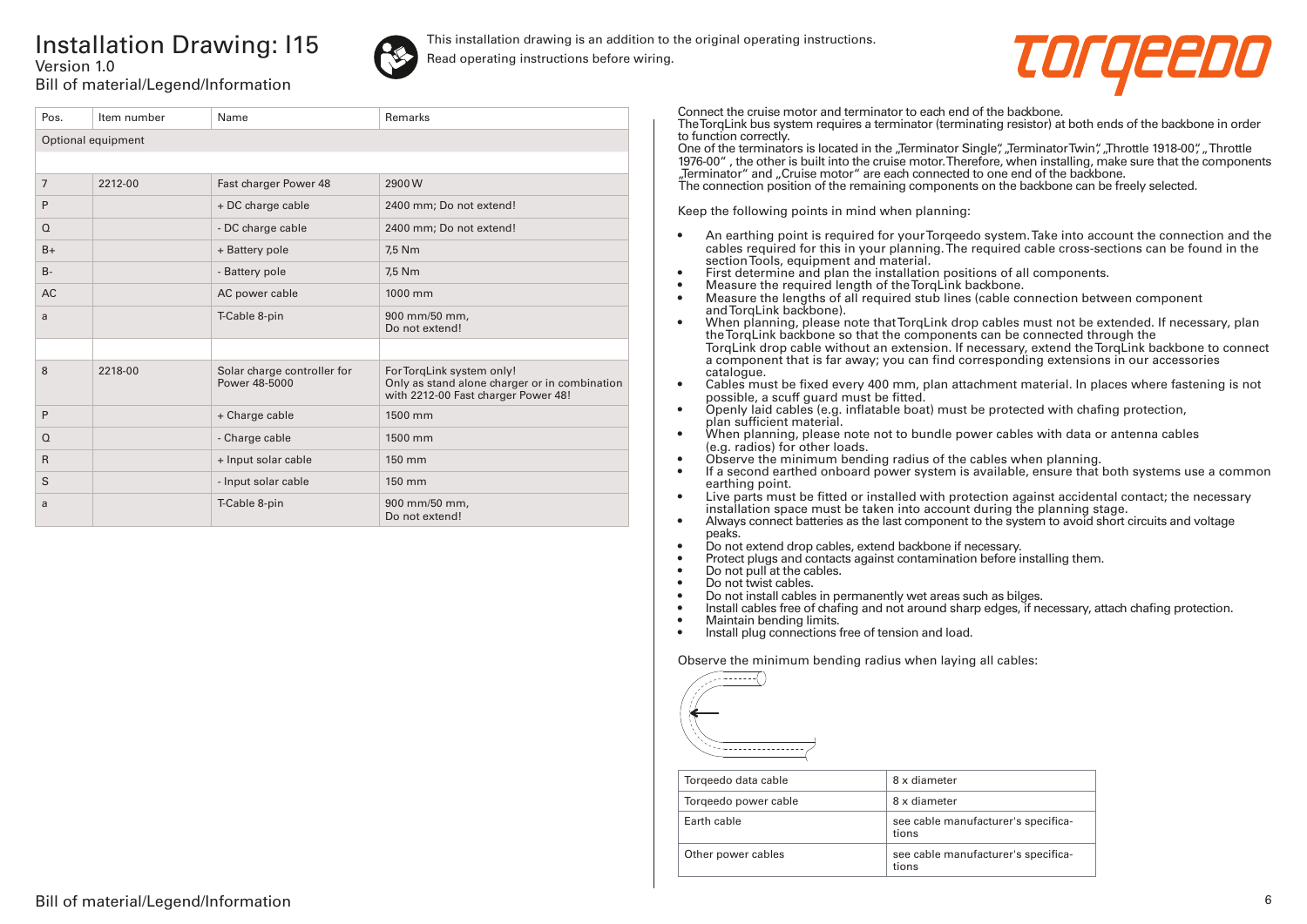# Installation Drawing: I15

Version 1.0

Bill of material/Legend/Information

This installation drawing is an addition to the original operating instructions.
Read operating instructions before wiring.

| Pos. | Item number | Name | Remarks |
|---|---|---|---|
| Optional equipment | | | |
| | | | |
| 7 | 2212-00 | Fast charger Power 48 | 2900 W |
| P | | + DC charge cable | 2400 mm; Do not extend! |
| Q | | - DC charge cable | 2400 mm; Do not extend! |
| B+ | | + Battery pole | 7,5 Nm |
| B- | | - Battery pole | 7,5 Nm |
| AC | | AC power cable | 1000 mm |
| a | | T-Cable 8-pin | 900 mm/50 mm, Do not extend! |
| | | | |
| 8 | 2218-00 | Solar charge controller for Power 48-5000 | For TorqLink system only! Only as stand alone charger or in combination with 2212-00 Fast charger Power 48! |
| P | | + Charge cable | 1500 mm |
| Q | | - Charge cable | 1500 mm |
| R | | + Input solar cable | 150 mm |
| S | | - Input solar cable | 150 mm |
| a | | T-Cable 8-pin | 900 mm/50 mm, Do not extend! |

Connect the cruise motor and terminator to each end of the backbone.
The TorqLink bus system requires a terminator (terminating resistor) at both ends of the backbone in order to function correctly.
One of the terminators is located in the „Terminator Single", „Terminator Twin", „Throttle 1918-00", „Throttle 1976-00" , the other is built into the cruise motor. Therefore, when installing, make sure that the components „Terminator" and „Cruise motor" are each connected to one end of the backbone.
The connection position of the remaining components on the backbone can be freely selected.

Keep the following points in mind when planning:

- An earthing point is required for your Torqeedo system. Take into account the connection and the cables required for this in your planning. The required cable cross-sections can be found in the section Tools, equipment and material.
- First determine and plan the installation positions of all components.
- Measure the required length of the TorqLink backbone.
- Measure the lengths of all required stub lines (cable connection between component and TorqLink backbone).
- When planning, please note that TorqLink drop cables must not be extended. If necessary, plan the TorqLink backbone so that the components can be connected through the TorqLink drop cable without an extension. If necessary, extend the TorqLink backbone to connect a component that is far away; you can find corresponding extensions in our accessories catalogue.
- Cables must be fixed every 400 mm, plan attachment material. In places where fastening is not possible, a scuff guard must be fitted.
- Openly laid cables (e.g. inflatable boat) must be protected with chafing protection, plan sufficient material.
- When planning, please note not to bundle power cables with data or antenna cables (e.g. radios) for other loads.
- Observe the minimum bending radius of the cables when planning.
- If a second earthed onboard power system is available, ensure that both systems use a common earthing point.
- Live parts must be fitted or installed with protection against accidental contact; the necessary installation space must be taken into account during the planning stage.
- Always connect batteries as the last component to the system to avoid short circuits and voltage peaks.
- Do not extend drop cables, extend backbone if necessary.
- Protect plugs and contacts against contamination before installing them.
- Do not pull at the cables.
- Do not twist cables.
- Do not install cables in permanently wet areas such as bilges.
- Install cables free of chafing and not around sharp edges, if necessary, attach chafing protection.
- Maintain bending limits.
- Install plug connections free of tension and load.

Observe the minimum bending radius when laying all cables:

| Torqeedo data cable | 8 x diameter |
|---|---|
| Torqeedo power cable | 8 x diameter |
| Earth cable | see cable manufacturer's specifications |
| Other power cables | see cable manufacturer's specifications |

Bill of material/Legend/Information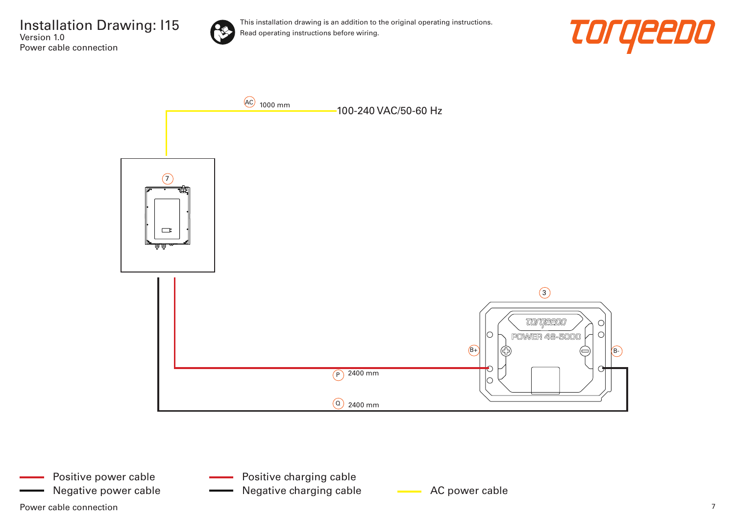# Installation Drawing: I15

Version 1.0

Power cable connection

This installation drawing is an addition to the original operating instructions.
Read operating instructions before wiring.

AC 1000 mm

100-240 VAC/50-60 Hz

7

3

POWER 48-5000

B+

B-

P 2400 mm

Q 2400 mm

- Positive power cable
- Negative power cable
- Positive charging cable
- Negative charging cable
- AC power cable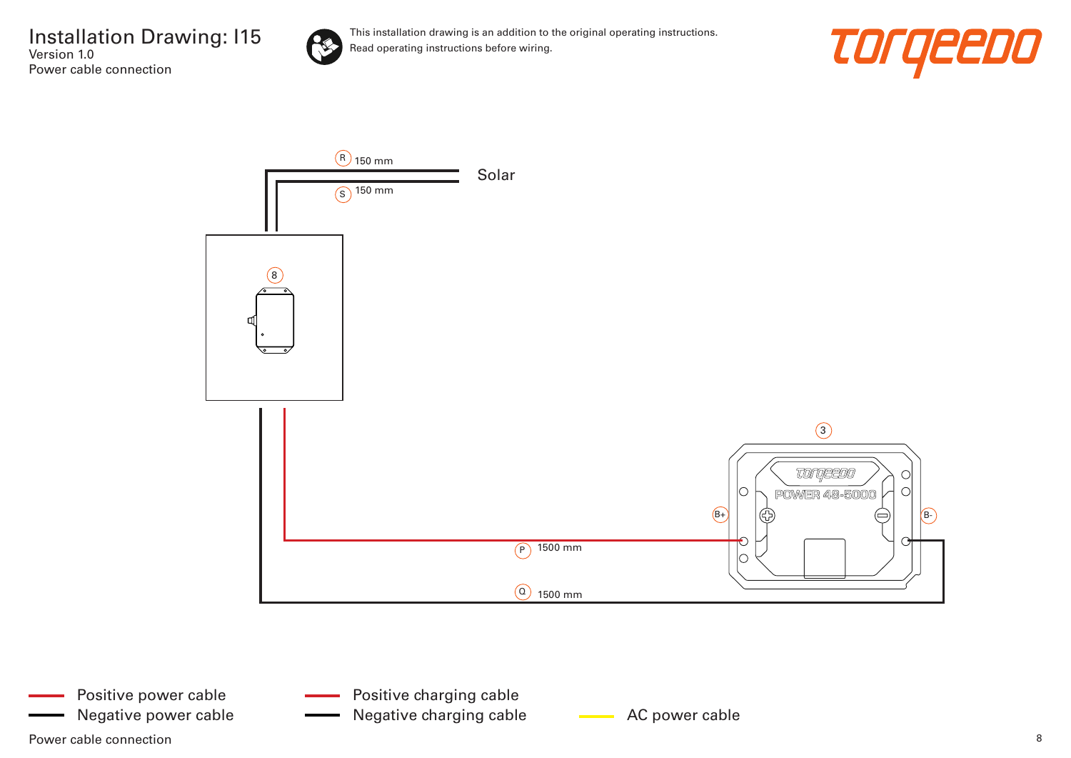# Installation Drawing: I15

Version 1.0

Power cable connection

This installation drawing is an addition to the original operating instructions.
Read operating instructions before wiring.

torqeedo

R 150 mm

S 150 mm

Solar

8

3

B+

B-

POWER 48-5000

P 1500 mm

Q 1500 mm

Positive power cable

Negative power cable

Positive charging cable

Negative charging cable

AC power cable